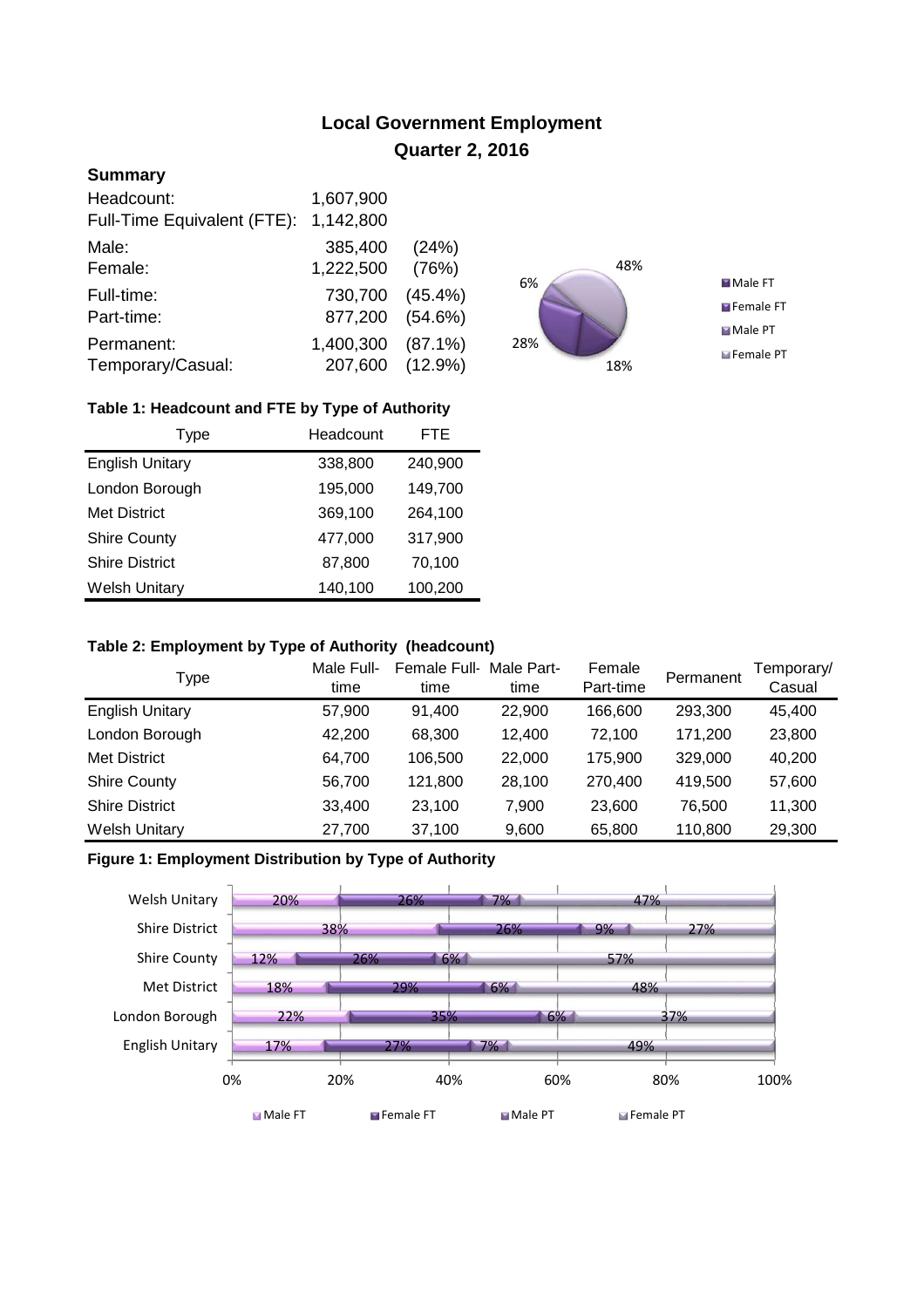# Local Government Employment

## Quarter 2, 2016

### Summary

| | | |
|---|---|---|
| Headcount: | 1,607,900 | |
| Full-Time Equivalent (FTE): | 1,142,800 | |
| Male: | 385,400 | (24%) |
| Female: | 1,222,500 | (76%) |
| Full-time: | 730,700 | (45.4%) |
| Part-time: | 877,200 | (54.6%) |
| Permanent: | 1,400,300 | (87.1%) |
| Temporary/Casual: | 207,600 | (12.9%) |

Male FT 18%, Female FT 28%, Male PT 6%, Female PT 48%

**Table 1: Headcount and FTE by Type of Authority**

| Type | Headcount | FTE |
|---|---|---|
| English Unitary | 338,800 | 240,900 |
| London Borough | 195,000 | 149,700 |
| Met District | 369,100 | 264,100 |
| Shire County | 477,000 | 317,900 |
| Shire District | 87,800 | 70,100 |
| Welsh Unitary | 140,100 | 100,200 |

**Table 2: Employment by Type of Authority (headcount)**

| Type | Male Full-time | Female Full-time | Male Part-time | Female Part-time | Permanent | Temporary/ Casual |
|---|---|---|---|---|---|---|
| English Unitary | 57,900 | 91,400 | 22,900 | 166,600 | 293,300 | 45,400 |
| London Borough | 42,200 | 68,300 | 12,400 | 72,100 | 171,200 | 23,800 |
| Met District | 64,700 | 106,500 | 22,000 | 175,900 | 329,000 | 40,200 |
| Shire County | 56,700 | 121,800 | 28,100 | 270,400 | 419,500 | 57,600 |
| Shire District | 33,400 | 23,100 | 7,900 | 23,600 | 76,500 | 11,300 |
| Welsh Unitary | 27,700 | 37,100 | 9,600 | 65,800 | 110,800 | 29,300 |

**Figure 1: Employment Distribution by Type of Authority**

| Type | Male FT | Female FT | Male PT | Female PT |
|---|---|---|---|---|
| Welsh Unitary | 20% | 26% | 7% | 47% |
| Shire District | 38% | 26% | 9% | 27% |
| Shire County | 12% | 26% | 6% | 57% |
| Met District | 18% | 29% | 6% | 48% |
| London Borough | 22% | 35% | 6% | 37% |
| English Unitary | 17% | 27% | 7% | 49% |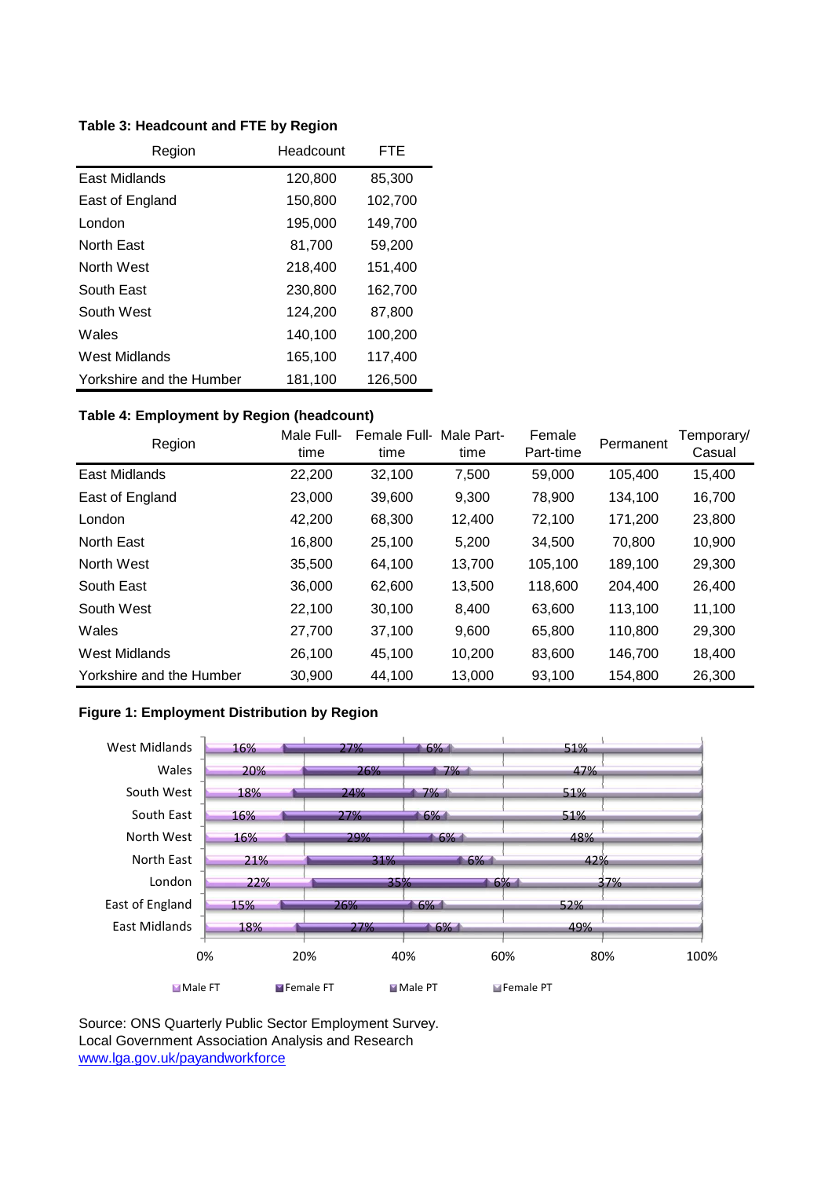**Table 3: Headcount and FTE by Region**

| Region | Headcount | FTE |
|---|---|---|
| East Midlands | 120,800 | 85,300 |
| East of England | 150,800 | 102,700 |
| London | 195,000 | 149,700 |
| North East | 81,700 | 59,200 |
| North West | 218,400 | 151,400 |
| South East | 230,800 | 162,700 |
| South West | 124,200 | 87,800 |
| Wales | 140,100 | 100,200 |
| West Midlands | 165,100 | 117,400 |
| Yorkshire and the Humber | 181,100 | 126,500 |

**Table 4: Employment by Region (headcount)**

| Region | Male Full-time | Female Full-time | Male Part-time | Female Part-time | Permanent | Temporary/ Casual |
|---|---|---|---|---|---|---|
| East Midlands | 22,200 | 32,100 | 7,500 | 59,000 | 105,400 | 15,400 |
| East of England | 23,000 | 39,600 | 9,300 | 78,900 | 134,100 | 16,700 |
| London | 42,200 | 68,300 | 12,400 | 72,100 | 171,200 | 23,800 |
| North East | 16,800 | 25,100 | 5,200 | 34,500 | 70,800 | 10,900 |
| North West | 35,500 | 64,100 | 13,700 | 105,100 | 189,100 | 29,300 |
| South East | 36,000 | 62,600 | 13,500 | 118,600 | 204,400 | 26,400 |
| South West | 22,100 | 30,100 | 8,400 | 63,600 | 113,100 | 11,100 |
| Wales | 27,700 | 37,100 | 9,600 | 65,800 | 110,800 | 29,300 |
| West Midlands | 26,100 | 45,100 | 10,200 | 83,600 | 146,700 | 18,400 |
| Yorkshire and the Humber | 30,900 | 44,100 | 13,000 | 93,100 | 154,800 | 26,300 |

**Figure 1: Employment Distribution by Region**

West Midlands 16% 27% 6% 51%

Wales 20% 26% 7% 47%

South West 18% 24% 7% 51%

South East 16% 27% 6% 51%

North West 16% 29% 6% 48%

North East 21% 31% 6% 42%

London 22% 35% 6% 37%

East of England 15% 26% 6% 52%

East Midlands 18% 27% 6% 49%

0% 20% 40% 60% 80% 100%

Male FT Female FT Male PT Female PT

Source: ONS Quarterly Public Sector Employment Survey.
Local Government Association Analysis and Research
www.lga.gov.uk/payandworkforce